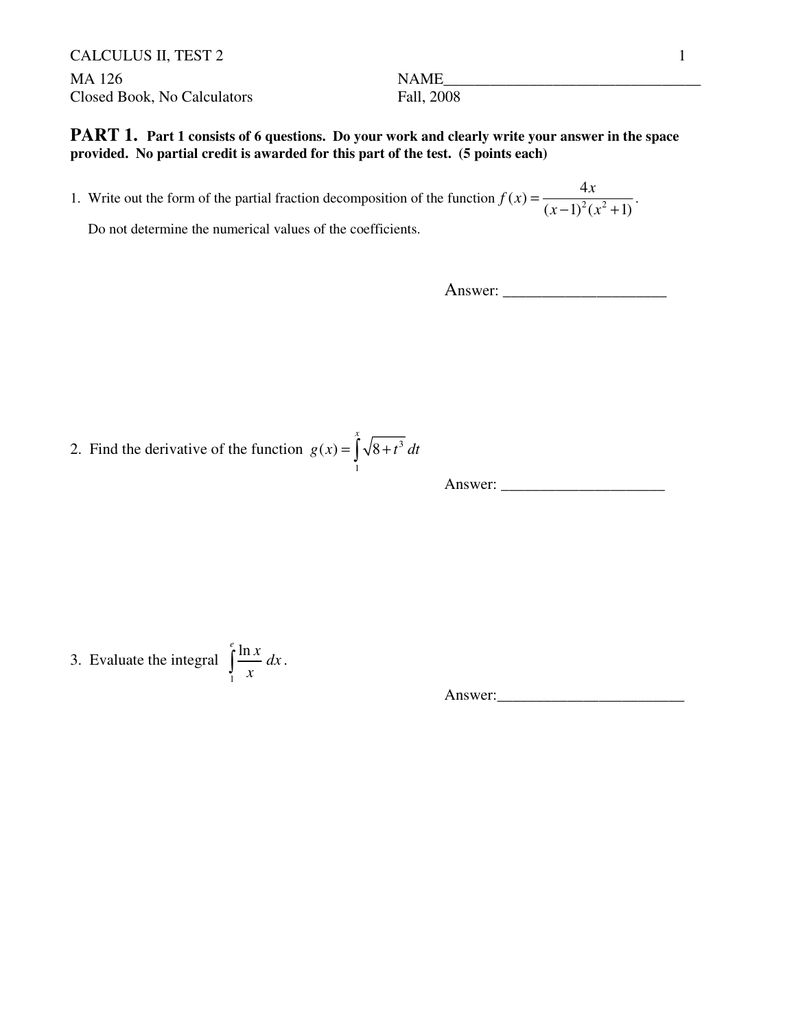CALCULUS II, TEST 2

MA 126 NAME__________________________________

Closed Book, No Calculators Fall, 2008

**PART 1.** **Part 1 consists of 6 questions. Do your work and clearly write your answer in the space provided. No partial credit is awarded for this part of the test. (5 points each)**

1. Write out the form of the partial fraction decomposition of the function $f(x) = \dfrac{4x}{(x-1)^2(x^2+1)}$.

   Do not determine the numerical values of the coefficients.

Answer: ____________________

2. Find the derivative of the function $g(x) = \int_1^x \sqrt{8+t^3}\,dt$

Answer: _____________________

3. Evaluate the integral $\int_1^e \dfrac{\ln x}{x}\,dx$.

Answer:________________________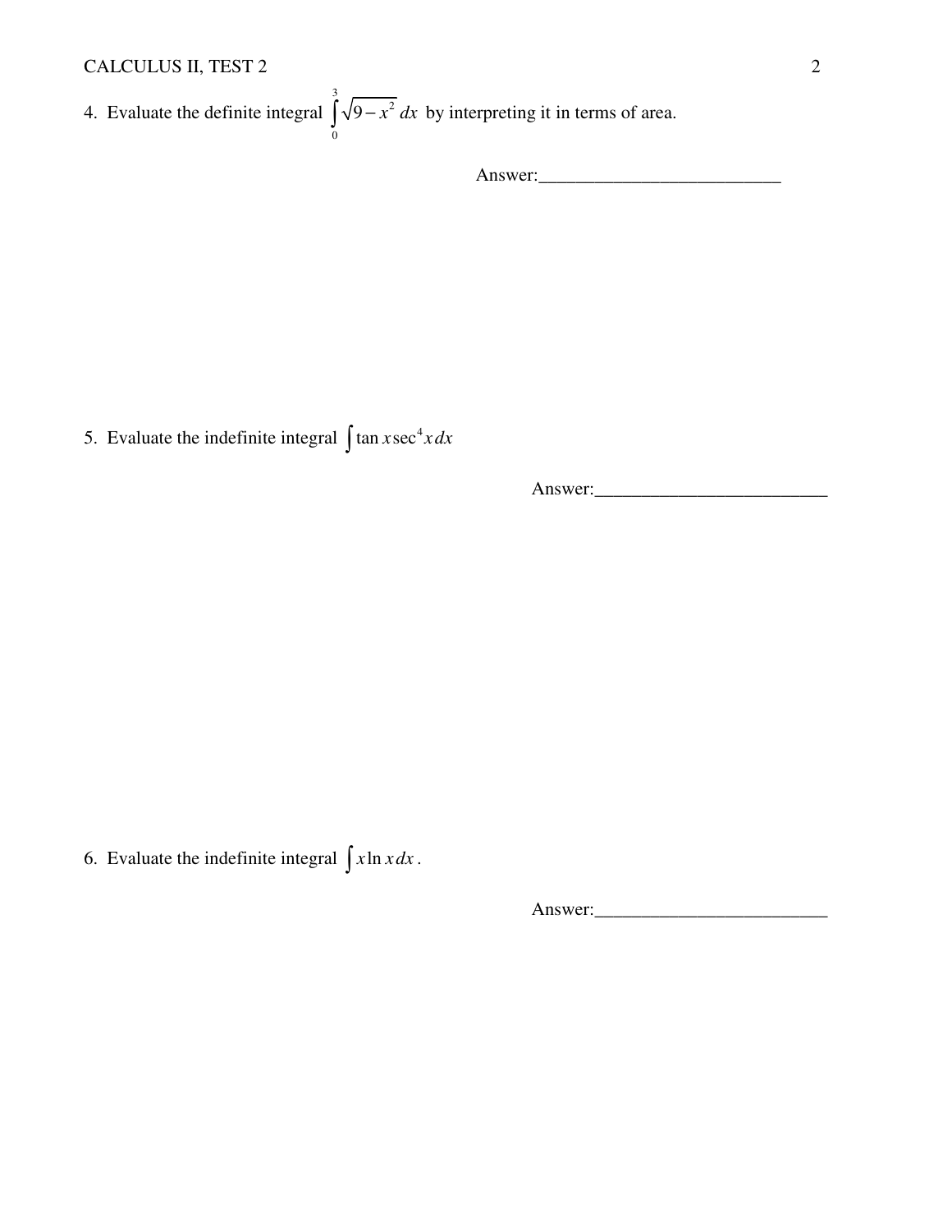4. Evaluate the definite integral $\int_0^3 \sqrt{9-x^2}\, dx$ by interpreting it in terms of area.

Answer:__________________________

5. Evaluate the indefinite integral $\int \tan x \sec^4 x \, dx$

Answer:_________________________

6. Evaluate the indefinite integral $\int x \ln x \, dx$.

Answer:_________________________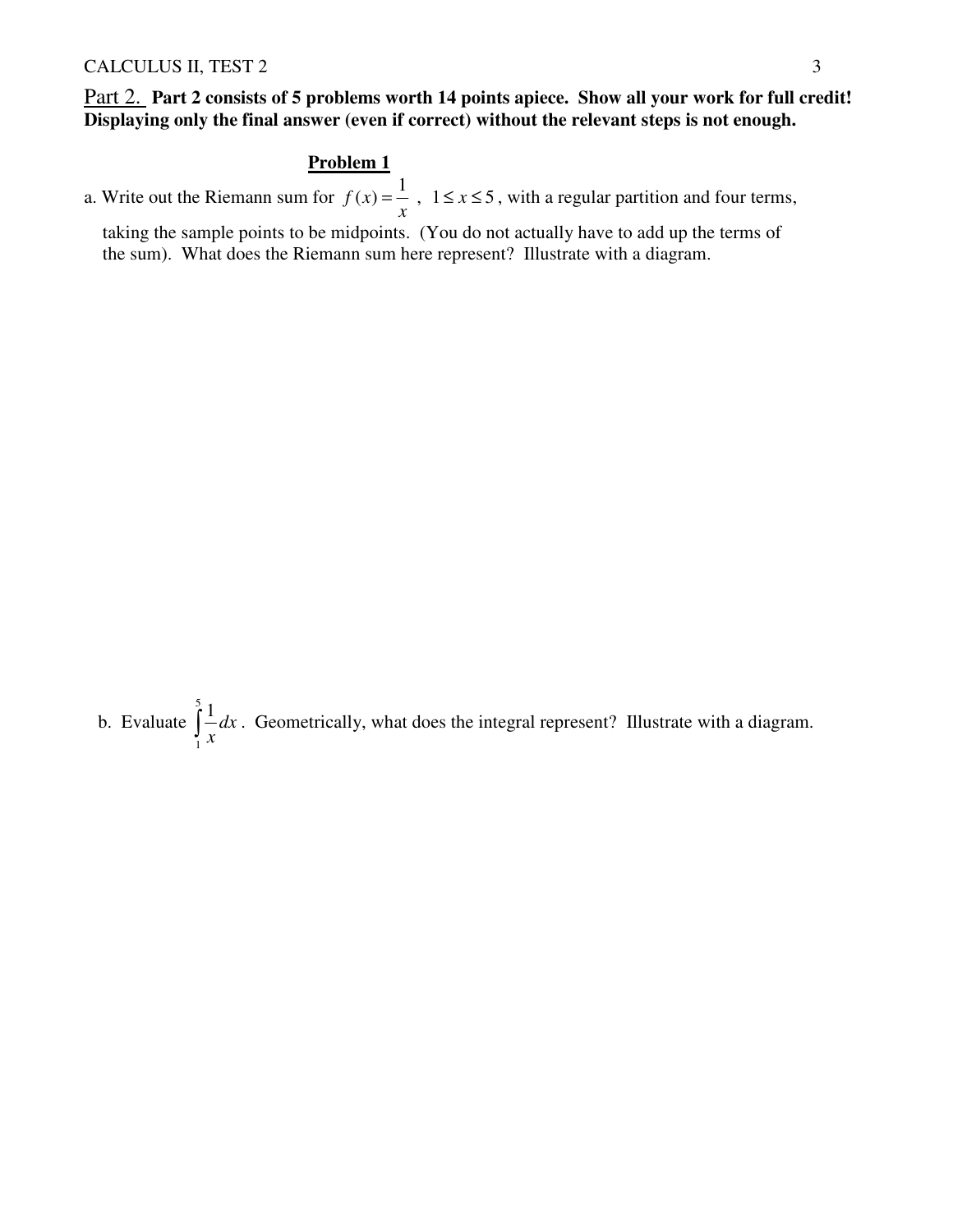## Part 2. **Part 2 consists of 5 problems worth 14 points apiece. Show all your work for full credit! Displaying only the final answer (even if correct) without the relevant steps is not enough.**

### **Problem 1**

a. Write out the Riemann sum for $f(x) = \dfrac{1}{x}$ , $1 \le x \le 5$ , with a regular partition and four terms, taking the sample points to be midpoints. (You do not actually have to add up the terms of the sum). What does the Riemann sum here represent? Illustrate with a diagram.

b. Evaluate $\displaystyle\int_1^5 \frac{1}{x} dx$ . Geometrically, what does the integral represent? Illustrate with a diagram.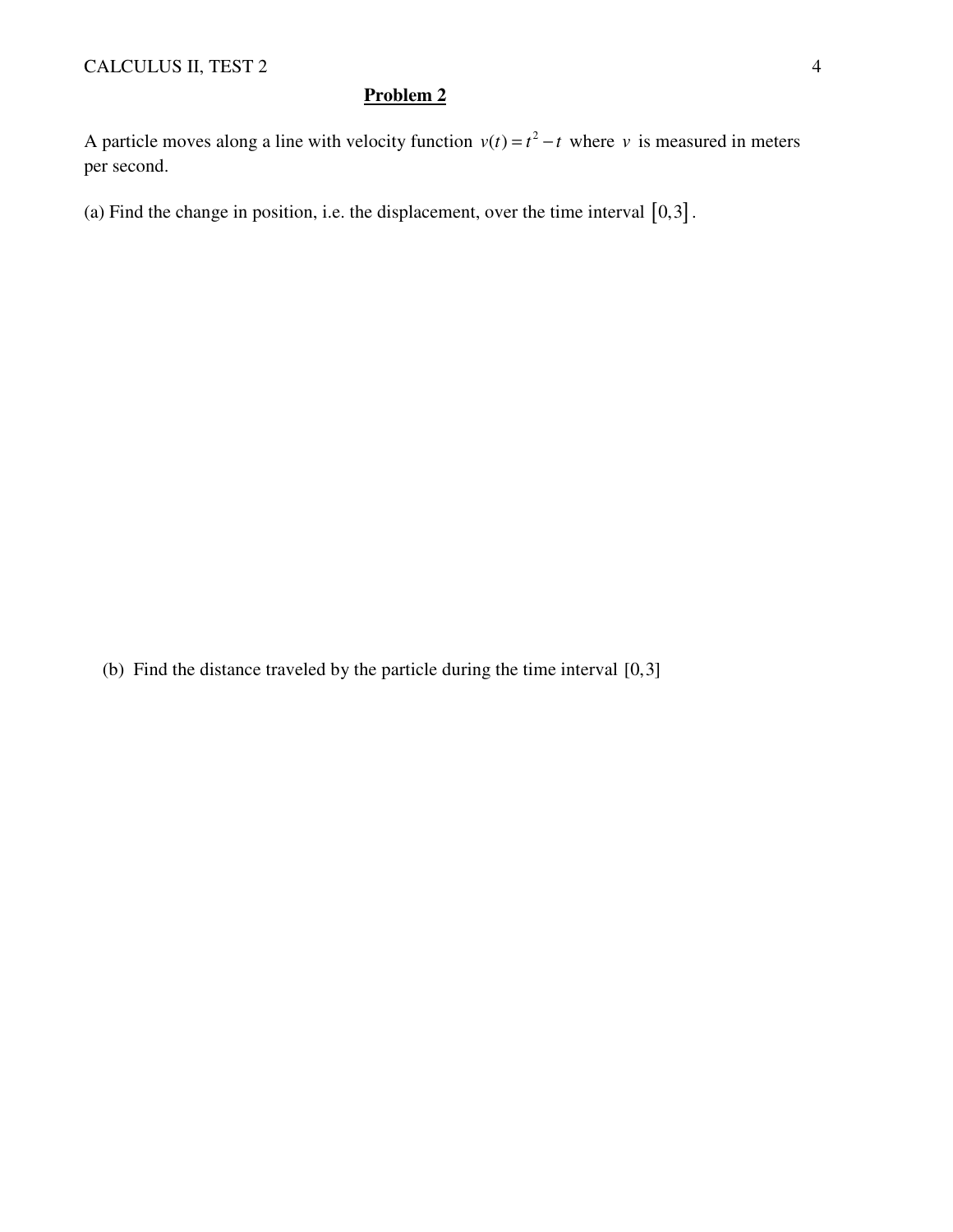## Problem 2

A particle moves along a line with velocity function $v(t) = t^2 - t$ where $v$ is measured in meters per second.

(a) Find the change in position, i.e. the displacement, over the time interval $[0, 3]$.

(b) Find the distance traveled by the particle during the time interval $[0, 3]$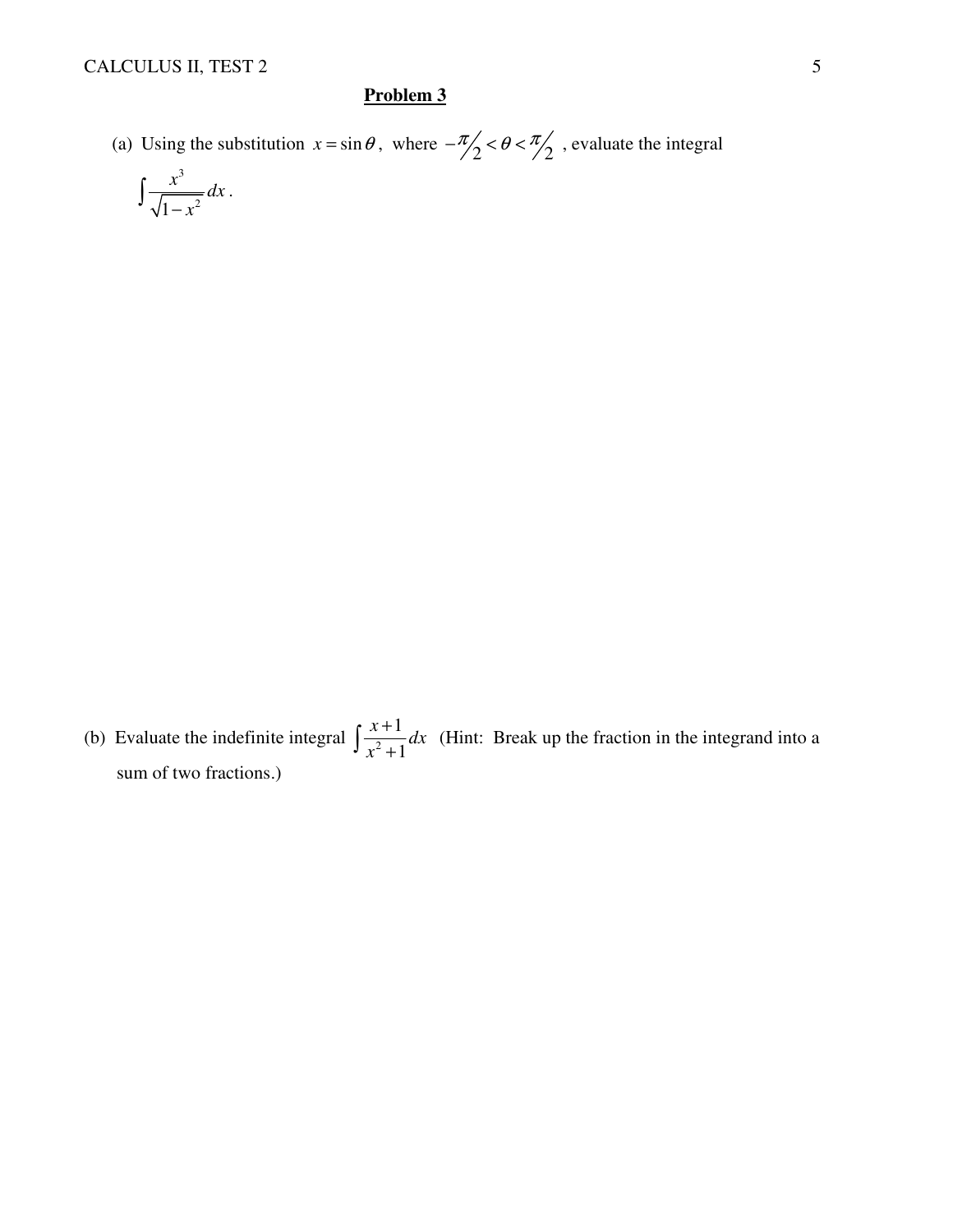## Problem 3

(a) Using the substitution $x = \sin\theta$, where $-\pi/2 < \theta < \pi/2$, evaluate the integral

$$\int \frac{x^3}{\sqrt{1-x^2}}\,dx.$$

(b) Evaluate the indefinite integral $\int \frac{x+1}{x^2+1}\,dx$ (Hint: Break up the fraction in the integrand into a sum of two fractions.)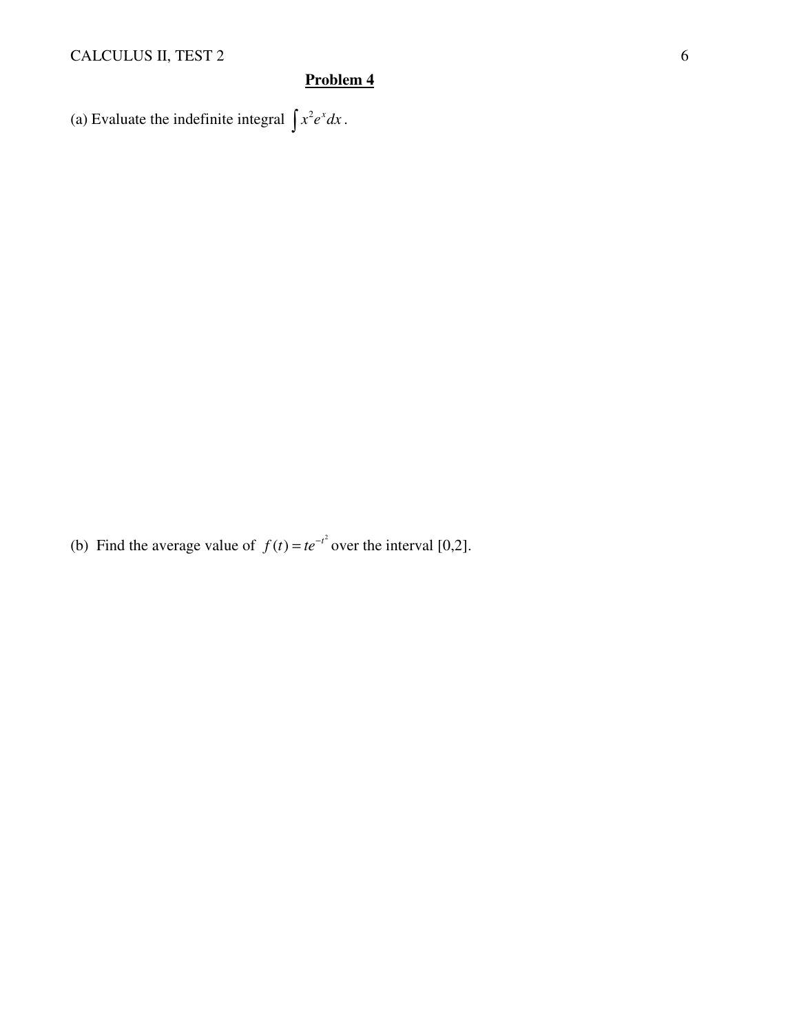## Problem 4

(a) Evaluate the indefinite integral $\int x^2 e^x dx$.

(b) Find the average value of $f(t) = te^{-t^2}$ over the interval [0,2].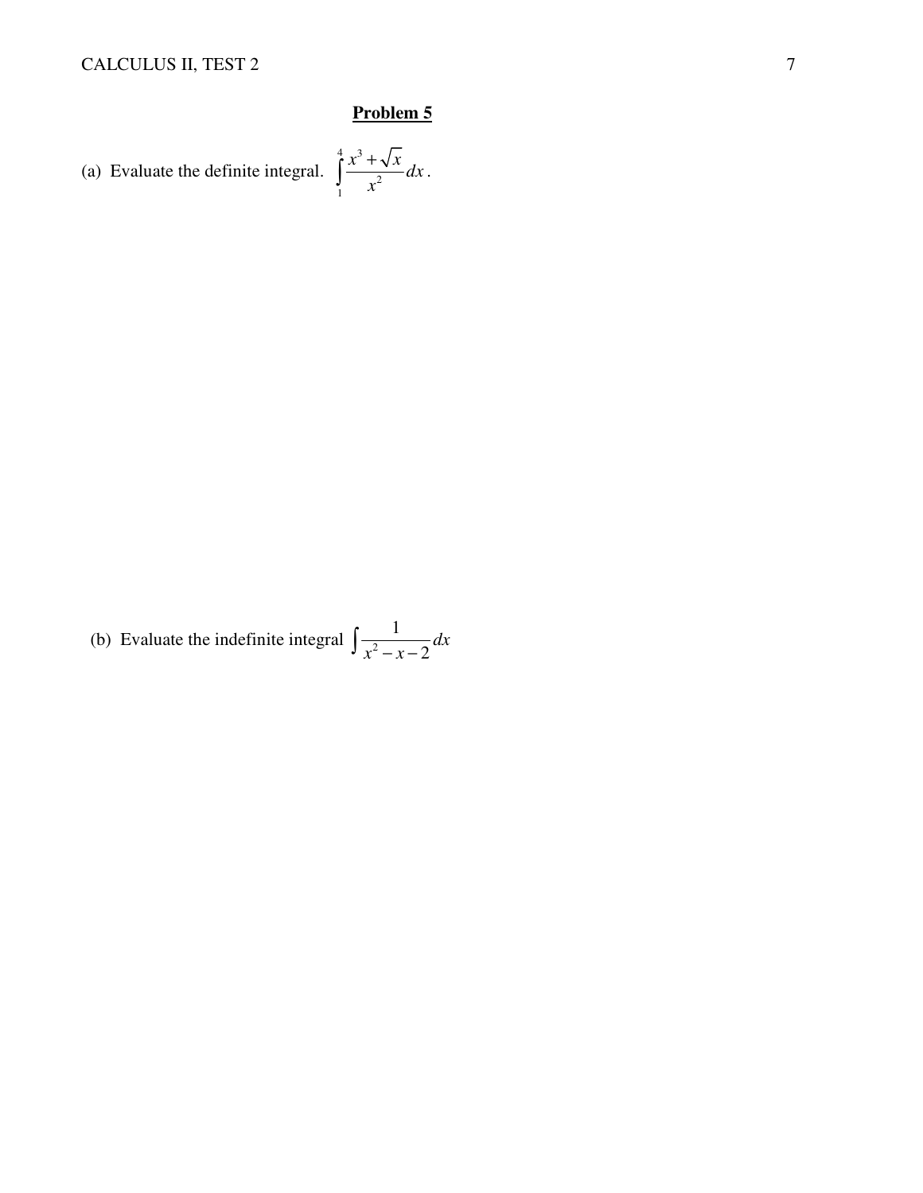## Problem 5

(a) Evaluate the definite integral. $\int_{1}^{4} \frac{x^3 + \sqrt{x}}{x^2} dx$.

(b) Evaluate the indefinite integral $\int \frac{1}{x^2 - x - 2} dx$